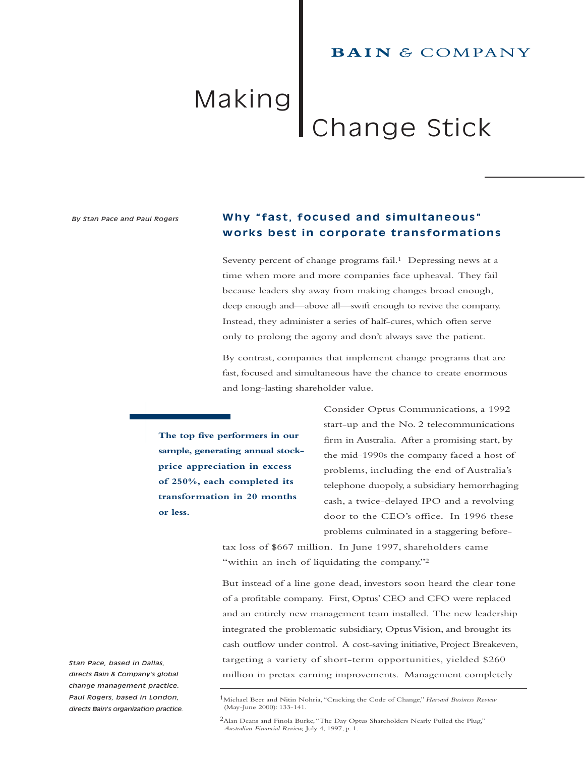BAIN & COMPANY

# Making Change Stick

*By Stan Pace and Paul Rogers*

## Why "fast, focused and simultaneous" works best in corporate transformations

Seventy percent of change programs fail.[1] Depressing news at a time when more and more companies face upheaval. They fail because leaders shy away from making changes broad enough, deep enough and—above all—swift enough to revive the company. Instead, they administer a series of half-cures, which often serve only to prolong the agony and don't always save the patient.

By contrast, companies that implement change programs that are fast, focused and simultaneous have the chance to create enormous and long-lasting shareholder value.

**The top five performers in our sample, generating annual stock-price appreciation in excess of 250%, each completed its transformation in 20 months or less.**

Consider Optus Communications, a 1992 start-up and the No. 2 telecommunications firm in Australia. After a promising start, by the mid-1990s the company faced a host of problems, including the end of Australia's telephone duopoly, a subsidiary hemorrhaging cash, a twice-delayed IPO and a revolving door to the CEO's office. In 1996 these problems culminated in a staggering before-tax loss of $667 million. In June 1997, shareholders came "within an inch of liquidating the company."[2]

But instead of a line gone dead, investors soon heard the clear tone of a profitable company. First, Optus' CEO and CFO were replaced and an entirely new management team installed. The new leadership integrated the problematic subsidiary, Optus Vision, and brought its cash outflow under control. A cost-saving initiative, Project Breakeven, targeting a variety of short-term opportunities, yielded $260 million in pretax earning improvements. Management completely

*Stan Pace, based in Dallas, directs Bain & Company's global change management practice. Paul Rogers, based in London, directs Bain's organization practice.*

---

[1] Michael Beer and Nitin Nohria, "Cracking the Code of Change," *Harvard Business Review* (May-June 2000): 133-141.

[2] Alan Deans and Finola Burke, "The Day Optus Shareholders Nearly Pulled the Plug," *Australian Financial Review,* July 4, 1997, p. 1.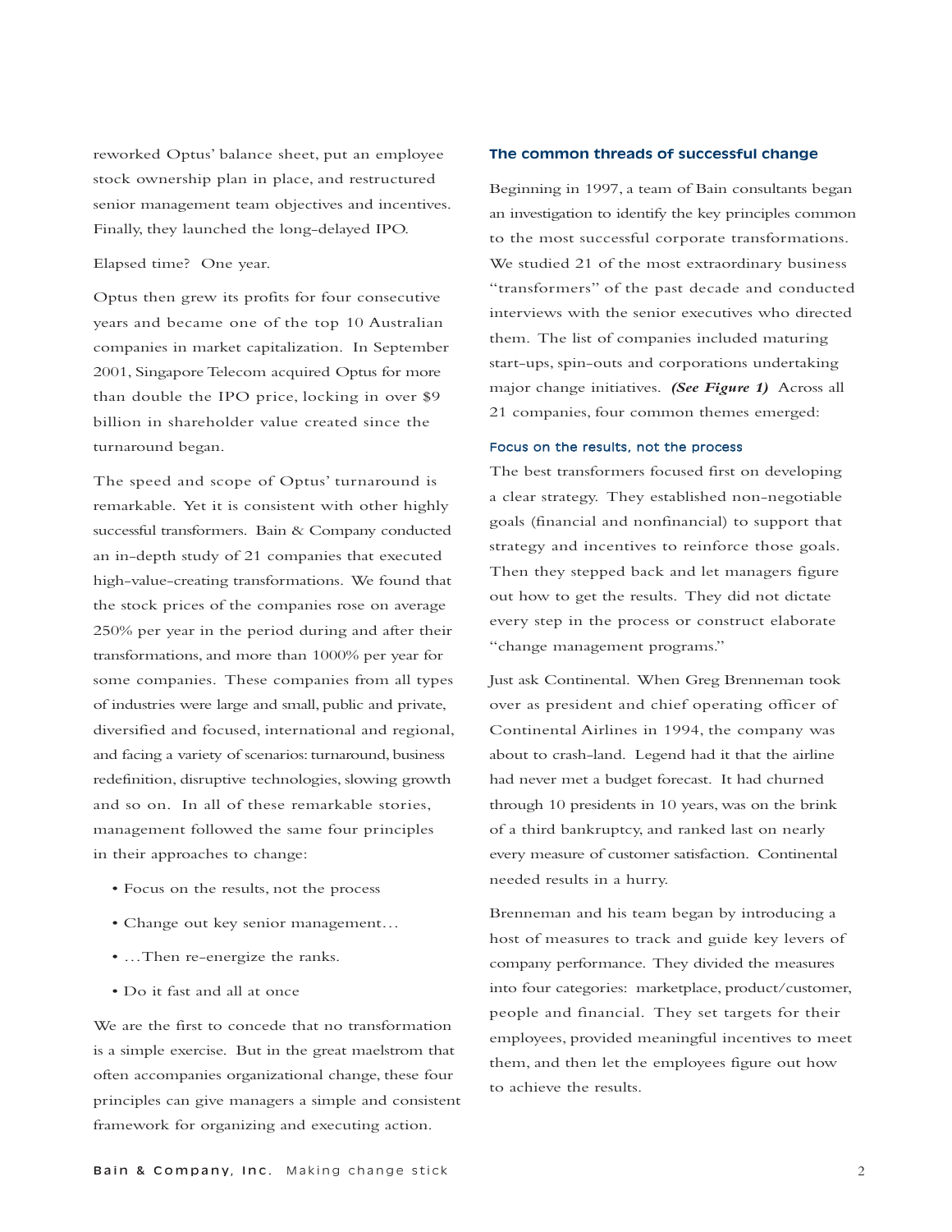reworked Optus' balance sheet, put an employee stock ownership plan in place, and restructured senior management team objectives and incentives. Finally, they launched the long-delayed IPO.

Elapsed time? One year.

Optus then grew its profits for four consecutive years and became one of the top 10 Australian companies in market capitalization. In September 2001, Singapore Telecom acquired Optus for more than double the IPO price, locking in over $9 billion in shareholder value created since the turnaround began.

The speed and scope of Optus' turnaround is remarkable. Yet it is consistent with other highly successful transformers. Bain & Company conducted an in-depth study of 21 companies that executed high-value-creating transformations. We found that the stock prices of the companies rose on average 250% per year in the period during and after their transformations, and more than 1000% per year for some companies. These companies from all types of industries were large and small, public and private, diversified and focused, international and regional, and facing a variety of scenarios: turnaround, business redefinition, disruptive technologies, slowing growth and so on. In all of these remarkable stories, management followed the same four principles in their approaches to change:

- Focus on the results, not the process
- Change out key senior management…
- …Then re-energize the ranks.
- Do it fast and all at once

We are the first to concede that no transformation is a simple exercise. But in the great maelstrom that often accompanies organizational change, these four principles can give managers a simple and consistent framework for organizing and executing action.

## The common threads of successful change

Beginning in 1997, a team of Bain consultants began an investigation to identify the key principles common to the most successful corporate transformations. We studied 21 of the most extraordinary business "transformers" of the past decade and conducted interviews with the senior executives who directed them. The list of companies included maturing start-ups, spin-outs and corporations undertaking major change initiatives. ***(See Figure 1)*** Across all 21 companies, four common themes emerged:

### Focus on the results, not the process

The best transformers focused first on developing a clear strategy. They established non-negotiable goals (financial and nonfinancial) to support that strategy and incentives to reinforce those goals. Then they stepped back and let managers figure out how to get the results. They did not dictate every step in the process or construct elaborate "change management programs."

Just ask Continental. When Greg Brenneman took over as president and chief operating officer of Continental Airlines in 1994, the company was about to crash-land. Legend had it that the airline had never met a budget forecast. It had churned through 10 presidents in 10 years, was on the brink of a third bankruptcy, and ranked last on nearly every measure of customer satisfaction. Continental needed results in a hurry.

Brenneman and his team began by introducing a host of measures to track and guide key levers of company performance. They divided the measures into four categories: marketplace, product/customer, people and financial. They set targets for their employees, provided meaningful incentives to meet them, and then let the employees figure out how to achieve the results.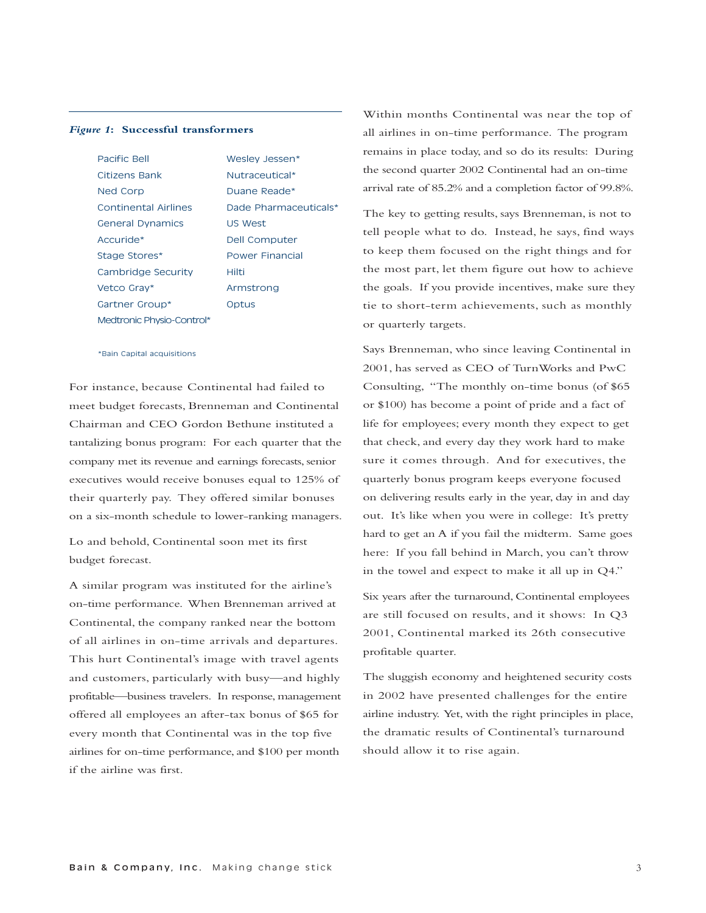***Figure 1*: Successful transformers**

| | |
|---|---|
| Pacific Bell | Wesley Jessen* |
| Citizens Bank | Nutraceutical* |
| Ned Corp | Duane Reade* |
| Continental Airlines | Dade Pharmaceuticals* |
| General Dynamics | US West |
| Accuride* | Dell Computer |
| Stage Stores* | Power Financial |
| Cambridge Security | Hilti |
| Vetco Gray* | Armstrong |
| Gartner Group* | Optus |
| Medtronic Physio-Control* | |

*Bain Capital acquisitions

For instance, because Continental had failed to meet budget forecasts, Brenneman and Continental Chairman and CEO Gordon Bethune instituted a tantalizing bonus program: For each quarter that the company met its revenue and earnings forecasts, senior executives would receive bonuses equal to 125% of their quarterly pay. They offered similar bonuses on a six-month schedule to lower-ranking managers.

Lo and behold, Continental soon met its first budget forecast.

A similar program was instituted for the airline's on-time performance. When Brenneman arrived at Continental, the company ranked near the bottom of all airlines in on-time arrivals and departures. This hurt Continental's image with travel agents and customers, particularly with busy—and highly profitable—business travelers. In response, management offered all employees an after-tax bonus of $65 for every month that Continental was in the top five airlines for on-time performance, and $100 per month if the airline was first.

Within months Continental was near the top of all airlines in on-time performance. The program remains in place today, and so do its results: During the second quarter 2002 Continental had an on-time arrival rate of 85.2% and a completion factor of 99.8%.

The key to getting results, says Brenneman, is not to tell people what to do. Instead, he says, find ways to keep them focused on the right things and for the most part, let them figure out how to achieve the goals. If you provide incentives, make sure they tie to short-term achievements, such as monthly or quarterly targets.

Says Brenneman, who since leaving Continental in 2001, has served as CEO of TurnWorks and PwC Consulting, "The monthly on-time bonus (of $65 or $100) has become a point of pride and a fact of life for employees; every month they expect to get that check, and every day they work hard to make sure it comes through. And for executives, the quarterly bonus program keeps everyone focused on delivering results early in the year, day in and day out. It's like when you were in college: It's pretty hard to get an A if you fail the midterm. Same goes here: If you fall behind in March, you can't throw in the towel and expect to make it all up in Q4."

Six years after the turnaround, Continental employees are still focused on results, and it shows: In Q3 2001, Continental marked its 26th consecutive profitable quarter.

The sluggish economy and heightened security costs in 2002 have presented challenges for the entire airline industry. Yet, with the right principles in place, the dramatic results of Continental's turnaround should allow it to rise again.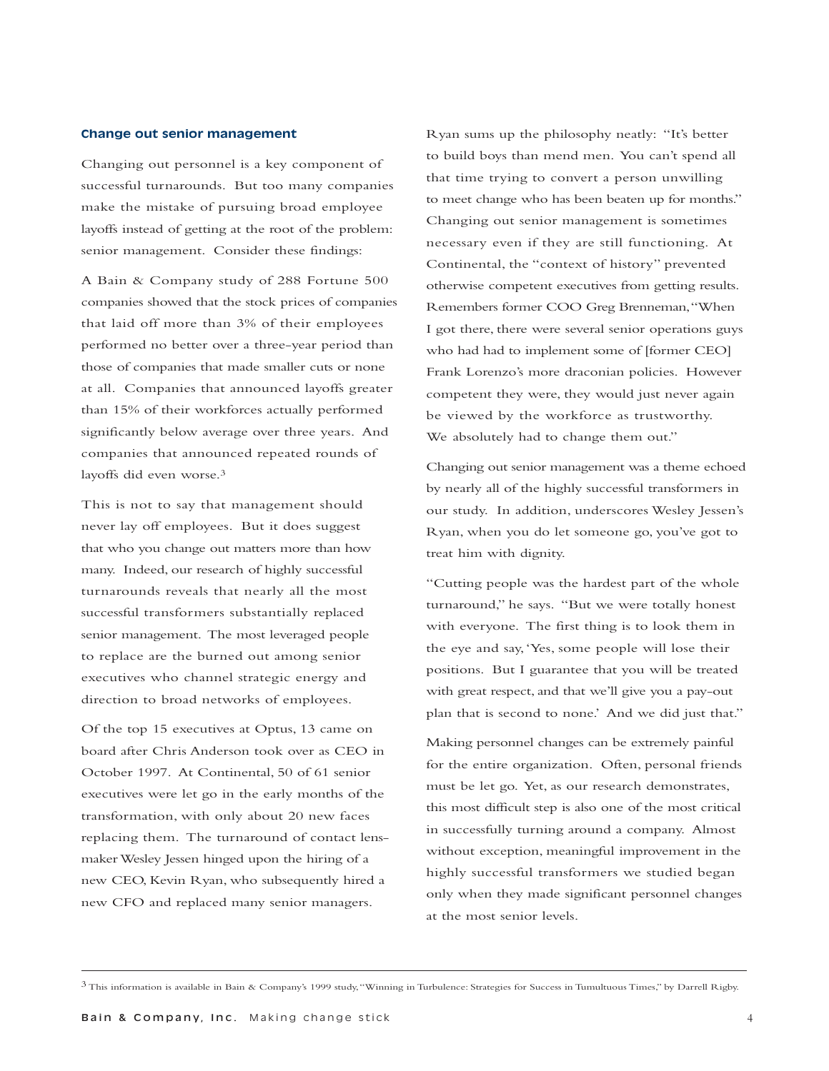## Change out senior management

Changing out personnel is a key component of successful turnarounds. But too many companies make the mistake of pursuing broad employee layoffs instead of getting at the root of the problem: senior management. Consider these findings:

A Bain & Company study of 288 Fortune 500 companies showed that the stock prices of companies that laid off more than 3% of their employees performed no better over a three-year period than those of companies that made smaller cuts or none at all. Companies that announced layoffs greater than 15% of their workforces actually performed significantly below average over three years. And companies that announced repeated rounds of layoffs did even worse.[3]

This is not to say that management should never lay off employees. But it does suggest that who you change out matters more than how many. Indeed, our research of highly successful turnarounds reveals that nearly all the most successful transformers substantially replaced senior management. The most leveraged people to replace are the burned out among senior executives who channel strategic energy and direction to broad networks of employees.

Of the top 15 executives at Optus, 13 came on board after Chris Anderson took over as CEO in October 1997. At Continental, 50 of 61 senior executives were let go in the early months of the transformation, with only about 20 new faces replacing them. The turnaround of contact lens-maker Wesley Jessen hinged upon the hiring of a new CEO, Kevin Ryan, who subsequently hired a new CFO and replaced many senior managers.

Ryan sums up the philosophy neatly: "It's better to build boys than mend men. You can't spend all that time trying to convert a person unwilling to meet change who has been beaten up for months." Changing out senior management is sometimes necessary even if they are still functioning. At Continental, the "context of history" prevented otherwise competent executives from getting results. Remembers former COO Greg Brenneman, "When I got there, there were several senior operations guys who had had to implement some of [former CEO] Frank Lorenzo's more draconian policies. However competent they were, they would just never again be viewed by the workforce as trustworthy. We absolutely had to change them out."

Changing out senior management was a theme echoed by nearly all of the highly successful transformers in our study. In addition, underscores Wesley Jessen's Ryan, when you do let someone go, you've got to treat him with dignity.

"Cutting people was the hardest part of the whole turnaround," he says. "But we were totally honest with everyone. The first thing is to look them in the eye and say, 'Yes, some people will lose their positions. But I guarantee that you will be treated with great respect, and that we'll give you a pay-out plan that is second to none.' And we did just that."

Making personnel changes can be extremely painful for the entire organization. Often, personal friends must be let go. Yet, as our research demonstrates, this most difficult step is also one of the most critical in successfully turning around a company. Almost without exception, meaningful improvement in the highly successful transformers we studied began only when they made significant personnel changes at the most senior levels.

---

[3] This information is available in Bain & Company's 1999 study, "Winning in Turbulence: Strategies for Success in Tumultuous Times," by Darrell Rigby.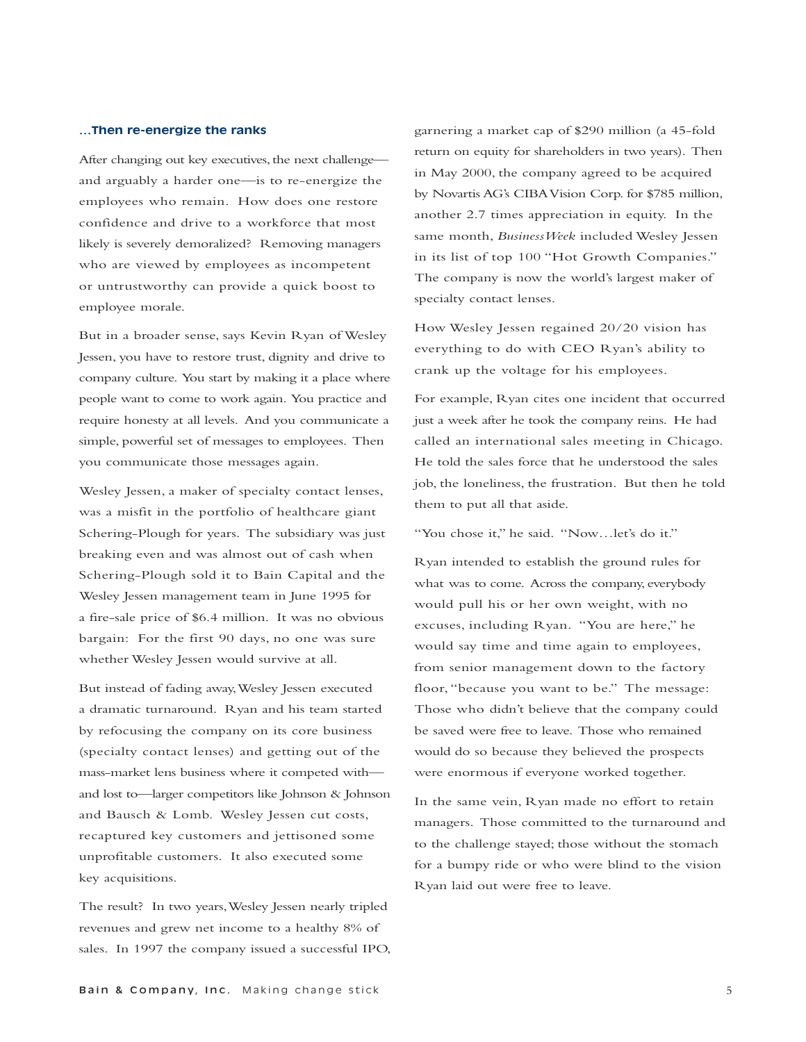### ...Then re-energize the ranks

After changing out key executives, the next challenge—and arguably a harder one—is to re-energize the employees who remain. How does one restore confidence and drive to a workforce that most likely is severely demoralized? Removing managers who are viewed by employees as incompetent or untrustworthy can provide a quick boost to employee morale.

But in a broader sense, says Kevin Ryan of Wesley Jessen, you have to restore trust, dignity and drive to company culture. You start by making it a place where people want to come to work again. You practice and require honesty at all levels. And you communicate a simple, powerful set of messages to employees. Then you communicate those messages again.

Wesley Jessen, a maker of specialty contact lenses, was a misfit in the portfolio of healthcare giant Schering-Plough for years. The subsidiary was just breaking even and was almost out of cash when Schering-Plough sold it to Bain Capital and the Wesley Jessen management team in June 1995 for a fire-sale price of $6.4 million. It was no obvious bargain: For the first 90 days, no one was sure whether Wesley Jessen would survive at all.

But instead of fading away, Wesley Jessen executed a dramatic turnaround. Ryan and his team started by refocusing the company on its core business (specialty contact lenses) and getting out of the mass-market lens business where it competed with—and lost to—larger competitors like Johnson & Johnson and Bausch & Lomb. Wesley Jessen cut costs, recaptured key customers and jettisoned some unprofitable customers. It also executed some key acquisitions.

The result? In two years, Wesley Jessen nearly tripled revenues and grew net income to a healthy 8% of sales. In 1997 the company issued a successful IPO, garnering a market cap of $290 million (a 45-fold return on equity for shareholders in two years). Then in May 2000, the company agreed to be acquired by Novartis AG's CIBA Vision Corp. for $785 million, another 2.7 times appreciation in equity. In the same month, *BusinessWeek* included Wesley Jessen in its list of top 100 "Hot Growth Companies." The company is now the world's largest maker of specialty contact lenses.

How Wesley Jessen regained 20/20 vision has everything to do with CEO Ryan's ability to crank up the voltage for his employees.

For example, Ryan cites one incident that occurred just a week after he took the company reins. He had called an international sales meeting in Chicago. He told the sales force that he understood the sales job, the loneliness, the frustration. But then he told them to put all that aside.

"You chose it," he said. "Now…let's do it."

Ryan intended to establish the ground rules for what was to come. Across the company, everybody would pull his or her own weight, with no excuses, including Ryan. "You are here," he would say time and time again to employees, from senior management down to the factory floor, "because you want to be." The message: Those who didn't believe that the company could be saved were free to leave. Those who remained would do so because they believed the prospects were enormous if everyone worked together.

In the same vein, Ryan made no effort to retain managers. Those committed to the turnaround and to the challenge stayed; those without the stomach for a bumpy ride or who were blind to the vision Ryan laid out were free to leave.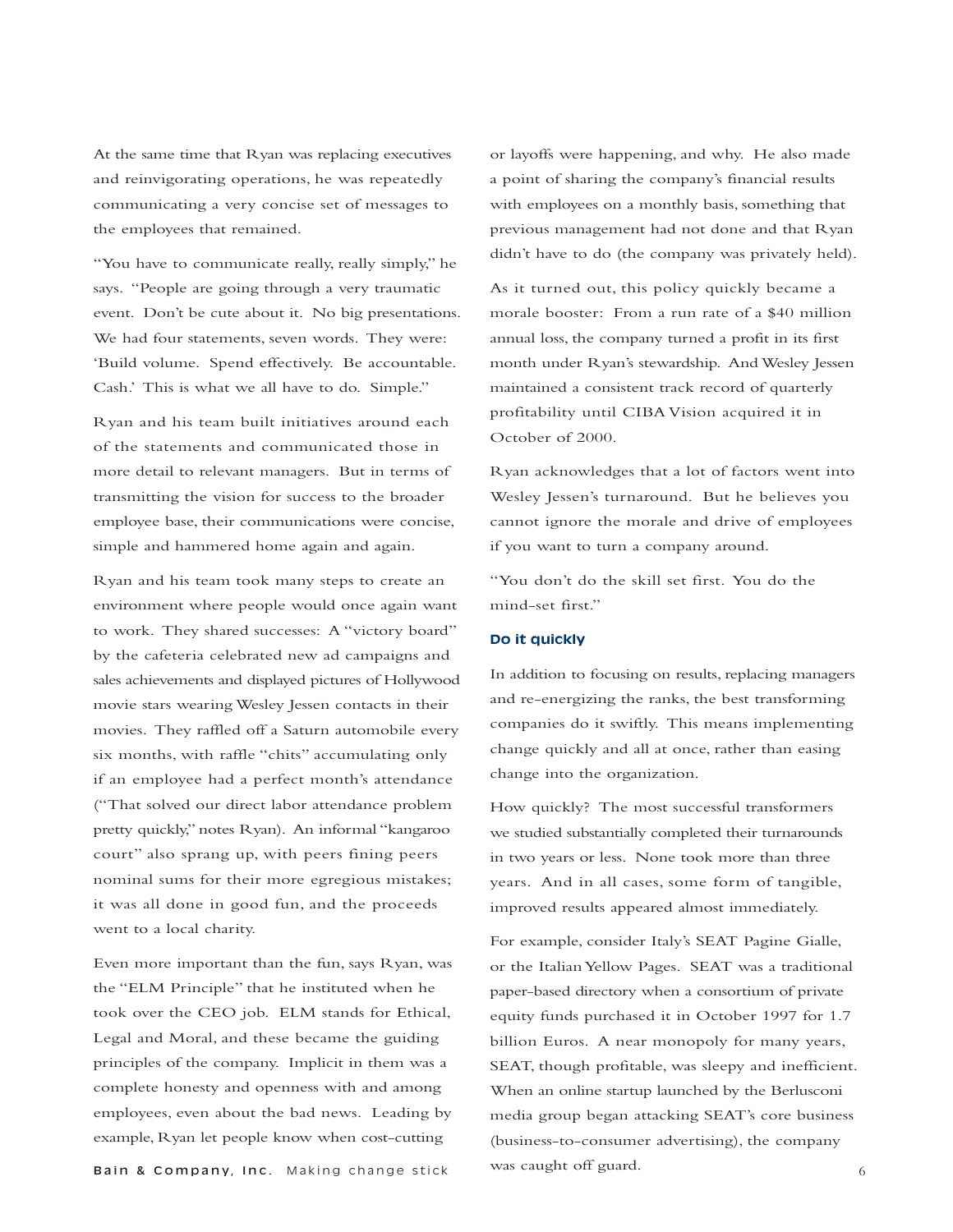At the same time that Ryan was replacing executives and reinvigorating operations, he was repeatedly communicating a very concise set of messages to the employees that remained.

"You have to communicate really, really simply," he says. "People are going through a very traumatic event. Don't be cute about it. No big presentations. We had four statements, seven words. They were: 'Build volume. Spend effectively. Be accountable. Cash.' This is what we all have to do. Simple."

Ryan and his team built initiatives around each of the statements and communicated those in more detail to relevant managers. But in terms of transmitting the vision for success to the broader employee base, their communications were concise, simple and hammered home again and again.

Ryan and his team took many steps to create an environment where people would once again want to work. They shared successes: A "victory board" by the cafeteria celebrated new ad campaigns and sales achievements and displayed pictures of Hollywood movie stars wearing Wesley Jessen contacts in their movies. They raffled off a Saturn automobile every six months, with raffle "chits" accumulating only if an employee had a perfect month's attendance ("That solved our direct labor attendance problem pretty quickly," notes Ryan). An informal "kangaroo court" also sprang up, with peers fining peers nominal sums for their more egregious mistakes; it was all done in good fun, and the proceeds went to a local charity.

Even more important than the fun, says Ryan, was the "ELM Principle" that he instituted when he took over the CEO job. ELM stands for Ethical, Legal and Moral, and these became the guiding principles of the company. Implicit in them was a complete honesty and openness with and among employees, even about the bad news. Leading by example, Ryan let people know when cost-cutting or layoffs were happening, and why. He also made a point of sharing the company's financial results with employees on a monthly basis, something that previous management had not done and that Ryan didn't have to do (the company was privately held).

As it turned out, this policy quickly became a morale booster: From a run rate of a $40 million annual loss, the company turned a profit in its first month under Ryan's stewardship. And Wesley Jessen maintained a consistent track record of quarterly profitability until CIBA Vision acquired it in October of 2000.

Ryan acknowledges that a lot of factors went into Wesley Jessen's turnaround. But he believes you cannot ignore the morale and drive of employees if you want to turn a company around.

"You don't do the skill set first. You do the mind-set first."

### Do it quickly

In addition to focusing on results, replacing managers and re-energizing the ranks, the best transforming companies do it swiftly. This means implementing change quickly and all at once, rather than easing change into the organization.

How quickly? The most successful transformers we studied substantially completed their turnarounds in two years or less. None took more than three years. And in all cases, some form of tangible, improved results appeared almost immediately.

For example, consider Italy's SEAT Pagine Gialle, or the Italian Yellow Pages. SEAT was a traditional paper-based directory when a consortium of private equity funds purchased it in October 1997 for 1.7 billion Euros. A near monopoly for many years, SEAT, though profitable, was sleepy and inefficient. When an online startup launched by the Berlusconi media group began attacking SEAT's core business (business-to-consumer advertising), the company was caught off guard.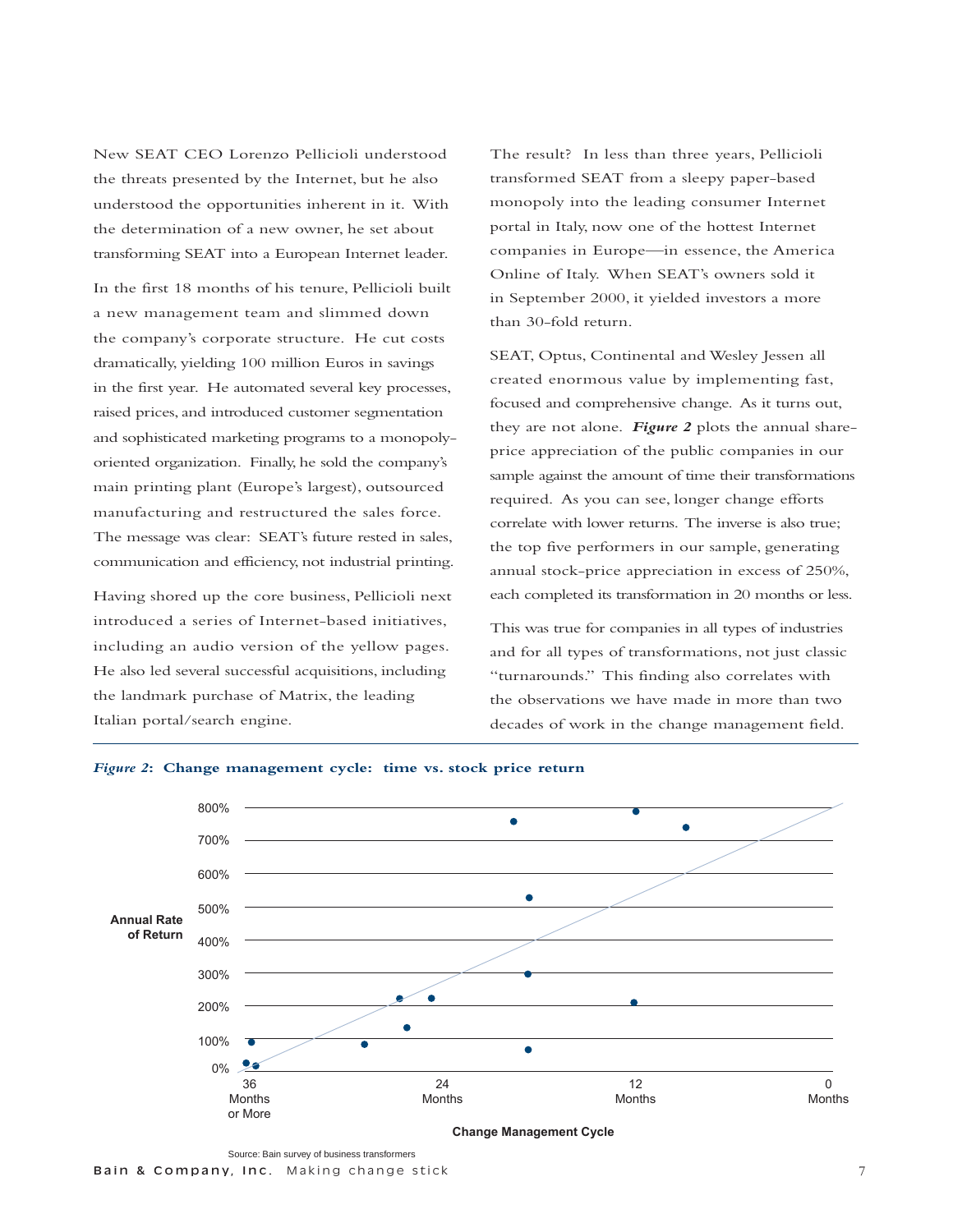New SEAT CEO Lorenzo Pellicioli understood the threats presented by the Internet, but he also understood the opportunities inherent in it. With the determination of a new owner, he set about transforming SEAT into a European Internet leader.

In the first 18 months of his tenure, Pellicioli built a new management team and slimmed down the company's corporate structure. He cut costs dramatically, yielding 100 million Euros in savings in the first year. He automated several key processes, raised prices, and introduced customer segmentation and sophisticated marketing programs to a monopoly-oriented organization. Finally, he sold the company's main printing plant (Europe's largest), outsourced manufacturing and restructured the sales force. The message was clear: SEAT's future rested in sales, communication and efficiency, not industrial printing.

Having shored up the core business, Pellicioli next introduced a series of Internet-based initiatives, including an audio version of the yellow pages. He also led several successful acquisitions, including the landmark purchase of Matrix, the leading Italian portal/search engine.

The result? In less than three years, Pellicioli transformed SEAT from a sleepy paper-based monopoly into the leading consumer Internet portal in Italy, now one of the hottest Internet companies in Europe—in essence, the America Online of Italy. When SEAT's owners sold it in September 2000, it yielded investors a more than 30-fold return.

SEAT, Optus, Continental and Wesley Jessen all created enormous value by implementing fast, focused and comprehensive change. As it turns out, they are not alone. ***Figure 2*** plots the annual share-price appreciation of the public companies in our sample against the amount of time their transformations required. As you can see, longer change efforts correlate with lower returns. The inverse is also true; the top five performers in our sample, generating annual stock-price appreciation in excess of 250%, each completed its transformation in 20 months or less.

This was true for companies in all types of industries and for all types of transformations, not just classic "turnarounds." This finding also correlates with the observations we have made in more than two decades of work in the change management field.

***Figure 2*: Change management cycle: time vs. stock price return**

Annual Rate of Return: 0%, 100%, 200%, 300%, 400%, 500%, 600%, 700%, 800%

Change Management Cycle: 36 Months or More, 24 Months, 12 Months, 0 Months

Source: Bain survey of business transformers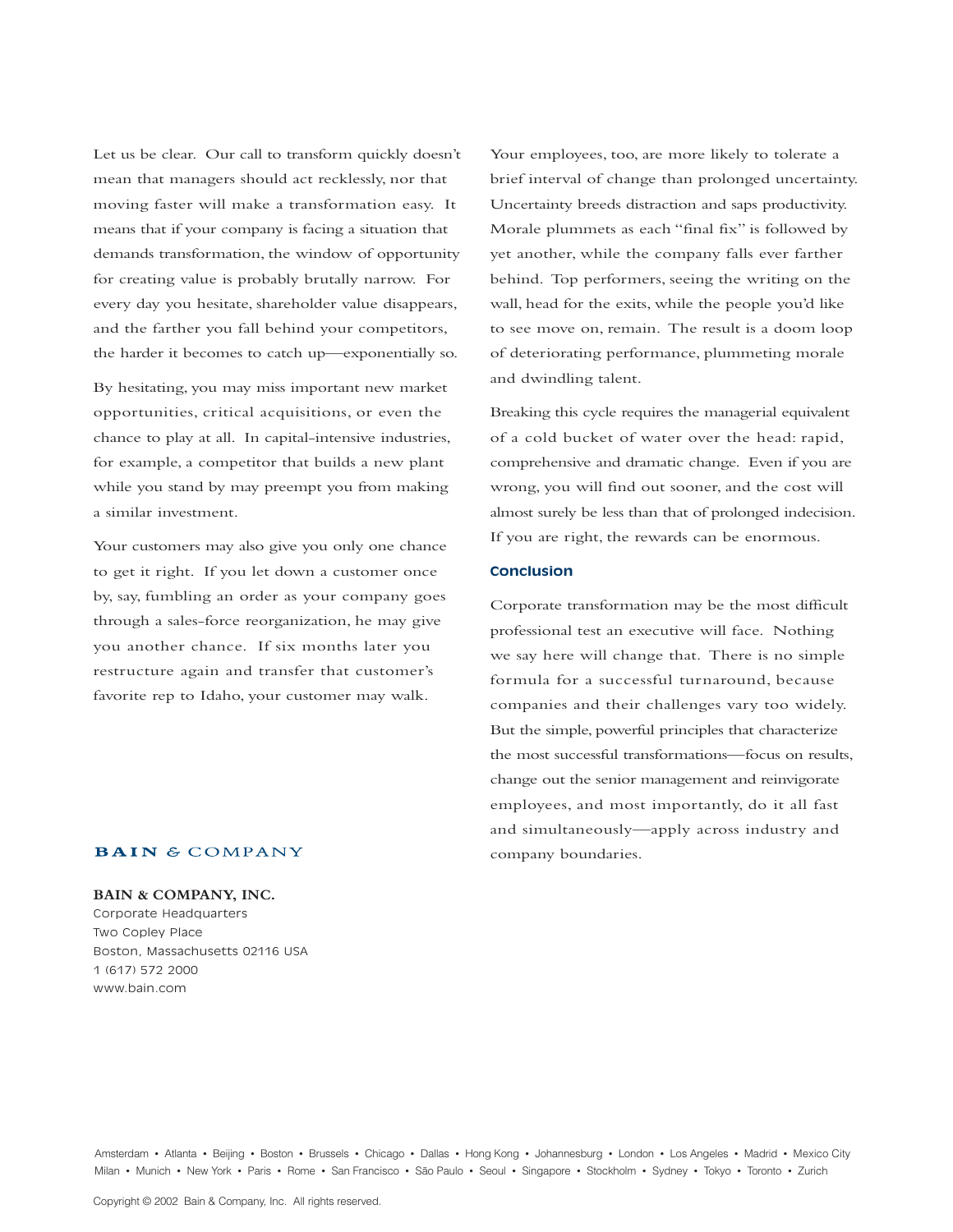Let us be clear. Our call to transform quickly doesn't mean that managers should act recklessly, nor that moving faster will make a transformation easy. It means that if your company is facing a situation that demands transformation, the window of opportunity for creating value is probably brutally narrow. For every day you hesitate, shareholder value disappears, and the farther you fall behind your competitors, the harder it becomes to catch up—exponentially so.

By hesitating, you may miss important new market opportunities, critical acquisitions, or even the chance to play at all. In capital-intensive industries, for example, a competitor that builds a new plant while you stand by may preempt you from making a similar investment.

Your customers may also give you only one chance to get it right. If you let down a customer once by, say, fumbling an order as your company goes through a sales-force reorganization, he may give you another chance. If six months later you restructure again and transfer that customer's favorite rep to Idaho, your customer may walk.

Your employees, too, are more likely to tolerate a brief interval of change than prolonged uncertainty. Uncertainty breeds distraction and saps productivity. Morale plummets as each "final fix" is followed by yet another, while the company falls ever farther behind. Top performers, seeing the writing on the wall, head for the exits, while the people you'd like to see move on, remain. The result is a doom loop of deteriorating performance, plummeting morale and dwindling talent.

Breaking this cycle requires the managerial equivalent of a cold bucket of water over the head: rapid, comprehensive and dramatic change. Even if you are wrong, you will find out sooner, and the cost will almost surely be less than that of prolonged indecision. If you are right, the rewards can be enormous.

## Conclusion

Corporate transformation may be the most difficult professional test an executive will face. Nothing we say here will change that. There is no simple formula for a successful turnaround, because companies and their challenges vary too widely. But the simple, powerful principles that characterize the most successful transformations—focus on results, change out the senior management and reinvigorate employees, and most importantly, do it all fast and simultaneously—apply across industry and company boundaries.

BAIN & COMPANY

**BAIN & COMPANY, INC.**
Corporate Headquarters
Two Copley Place
Boston, Massachusetts 02116 USA
1 (617) 572 2000
www.bain.com

Amsterdam • Atlanta • Beijing • Boston • Brussels • Chicago • Dallas • Hong Kong • Johannesburg • London • Los Angeles • Madrid • Mexico City
Milan • Munich • New York • Paris • Rome • San Francisco • São Paulo • Seoul • Singapore • Stockholm • Sydney • Tokyo • Toronto • Zurich

Copyright © 2002 Bain & Company, Inc. All rights reserved.